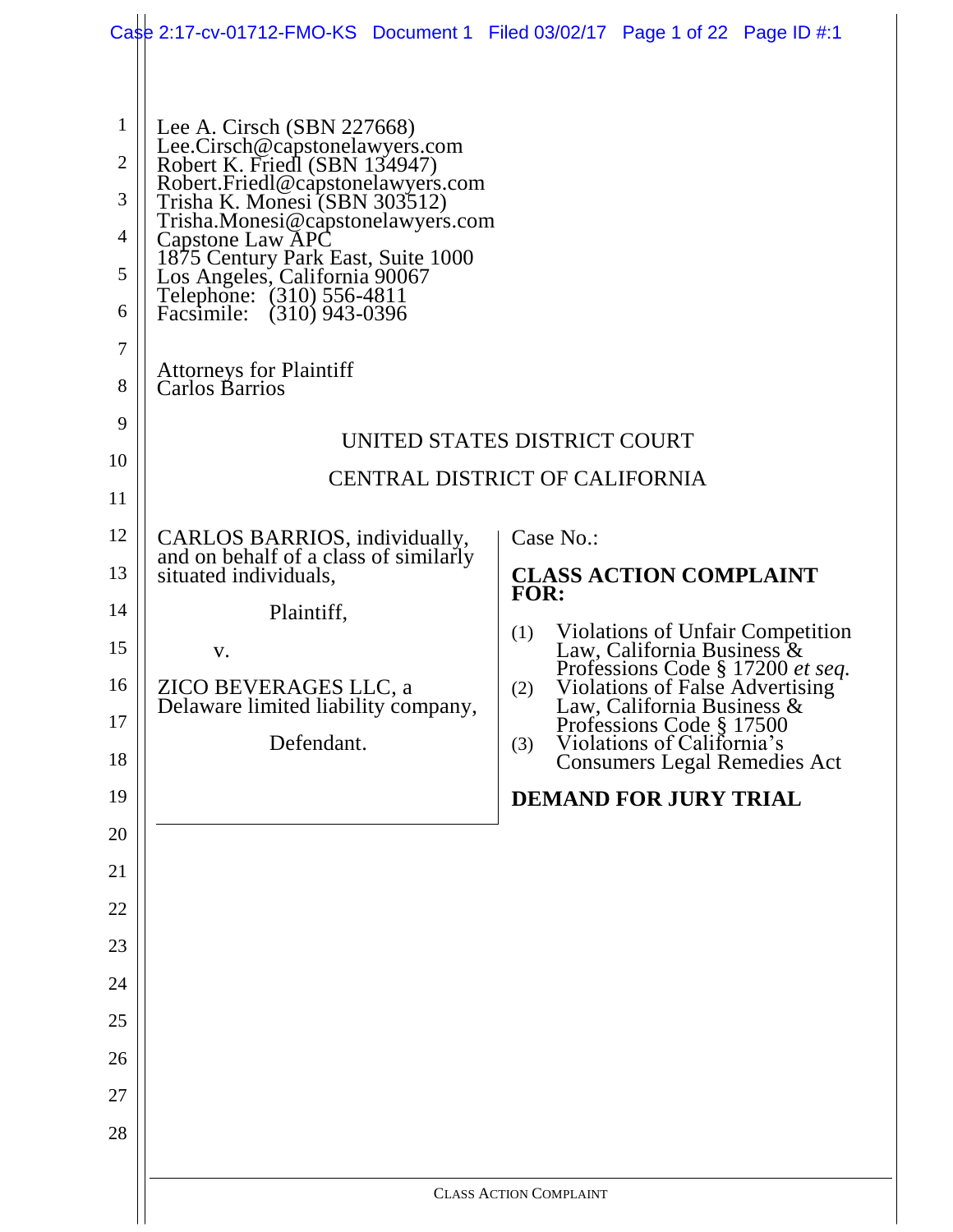Lee A. Cirsch (SBN 227668)
Lee.Cirsch@capstonelawyers.com
Robert K. Friedl (SBN 134947)
Robert.Friedl@capstonelawyers.com
Trisha K. Monesi (SBN 303512)
Trisha.Monesi@capstonelawyers.com
Capstone Law APC
1875 Century Park East, Suite 1000
Los Angeles, California 90067
Telephone: (310) 556-4811
Facsimile: (310) 943-0396

Attorneys for Plaintiff
Carlos Barrios

UNITED STATES DISTRICT COURT

CENTRAL DISTRICT OF CALIFORNIA

CARLOS BARRIOS, individually, and on behalf of a class of similarly situated individuals,

Plaintiff,

v.

ZICO BEVERAGES LLC, a Delaware limited liability company,

Defendant.

Case No.:

**CLASS ACTION COMPLAINT FOR:**

(1) Violations of Unfair Competition Law, California Business & Professions Code § 17200 *et seq.*
(2) Violations of False Advertising Law, California Business & Professions Code § 17500
(3) Violations of California's Consumers Legal Remedies Act

**DEMAND FOR JURY TRIAL**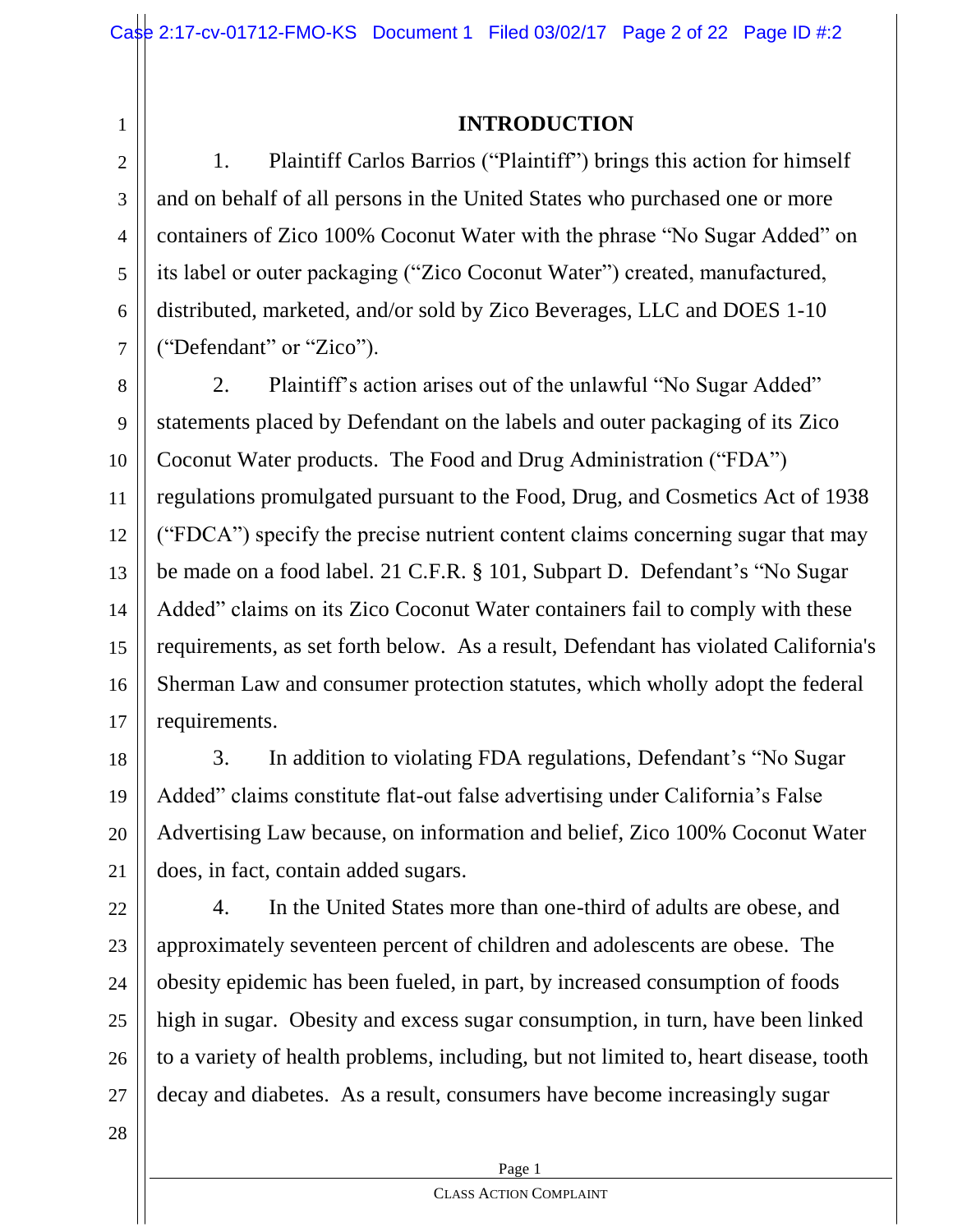## INTRODUCTION

1. Plaintiff Carlos Barrios ("Plaintiff") brings this action for himself and on behalf of all persons in the United States who purchased one or more containers of Zico 100% Coconut Water with the phrase "No Sugar Added" on its label or outer packaging ("Zico Coconut Water") created, manufactured, distributed, marketed, and/or sold by Zico Beverages, LLC and DOES 1-10 ("Defendant" or "Zico").

2. Plaintiff's action arises out of the unlawful "No Sugar Added" statements placed by Defendant on the labels and outer packaging of its Zico Coconut Water products. The Food and Drug Administration ("FDA") regulations promulgated pursuant to the Food, Drug, and Cosmetics Act of 1938 ("FDCA") specify the precise nutrient content claims concerning sugar that may be made on a food label. 21 C.F.R. § 101, Subpart D. Defendant's "No Sugar Added" claims on its Zico Coconut Water containers fail to comply with these requirements, as set forth below. As a result, Defendant has violated California's Sherman Law and consumer protection statutes, which wholly adopt the federal requirements.

3. In addition to violating FDA regulations, Defendant's "No Sugar Added" claims constitute flat-out false advertising under California's False Advertising Law because, on information and belief, Zico 100% Coconut Water does, in fact, contain added sugars.

4. In the United States more than one-third of adults are obese, and approximately seventeen percent of children and adolescents are obese. The obesity epidemic has been fueled, in part, by increased consumption of foods high in sugar. Obesity and excess sugar consumption, in turn, have been linked to a variety of health problems, including, but not limited to, heart disease, tooth decay and diabetes. As a result, consumers have become increasingly sugar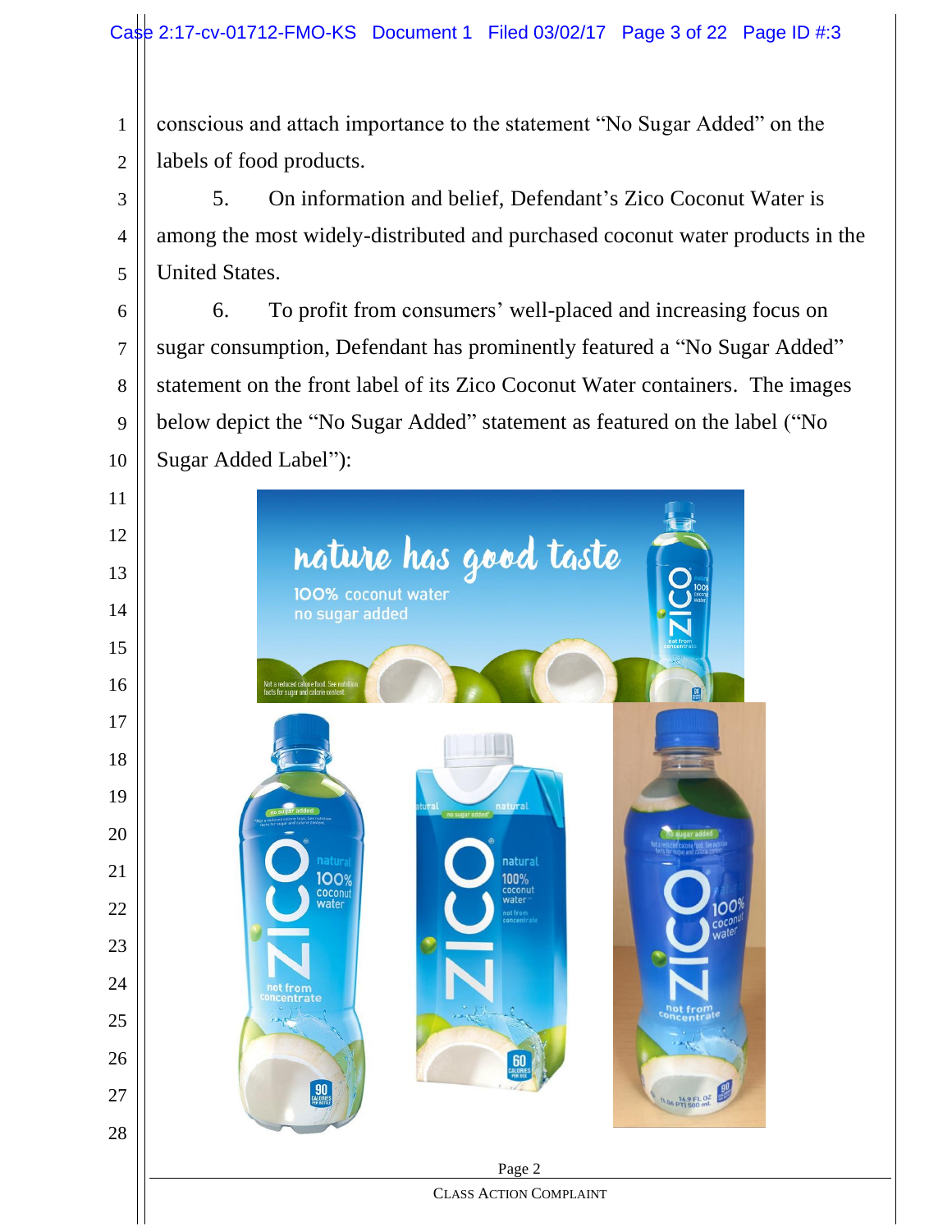conscious and attach importance to the statement "No Sugar Added" on the labels of food products.

5. On information and belief, Defendant's Zico Coconut Water is among the most widely-distributed and purchased coconut water products in the United States.

6. To profit from consumers' well-placed and increasing focus on sugar consumption, Defendant has prominently featured a "No Sugar Added" statement on the front label of its Zico Coconut Water containers. The images below depict the "No Sugar Added" statement as featured on the label ("No Sugar Added Label"):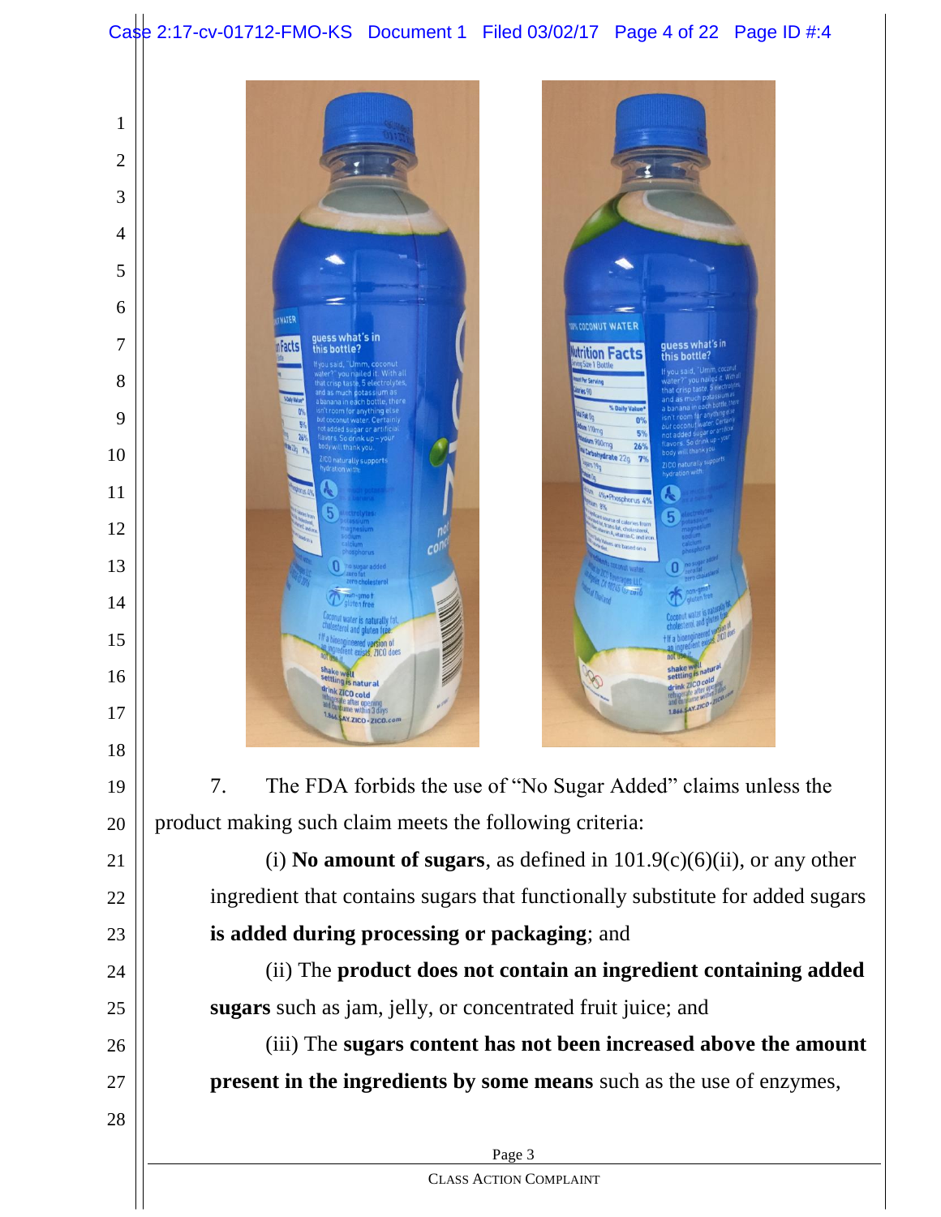7. The FDA forbids the use of "No Sugar Added" claims unless the product making such claim meets the following criteria:

(i) **No amount of sugars**, as defined in 101.9(c)(6)(ii), or any other ingredient that contains sugars that functionally substitute for added sugars **is added during processing or packaging**; and

(ii) The **product does not contain an ingredient containing added sugars** such as jam, jelly, or concentrated fruit juice; and

(iii) The **sugars content has not been increased above the amount present in the ingredients by some means** such as the use of enzymes,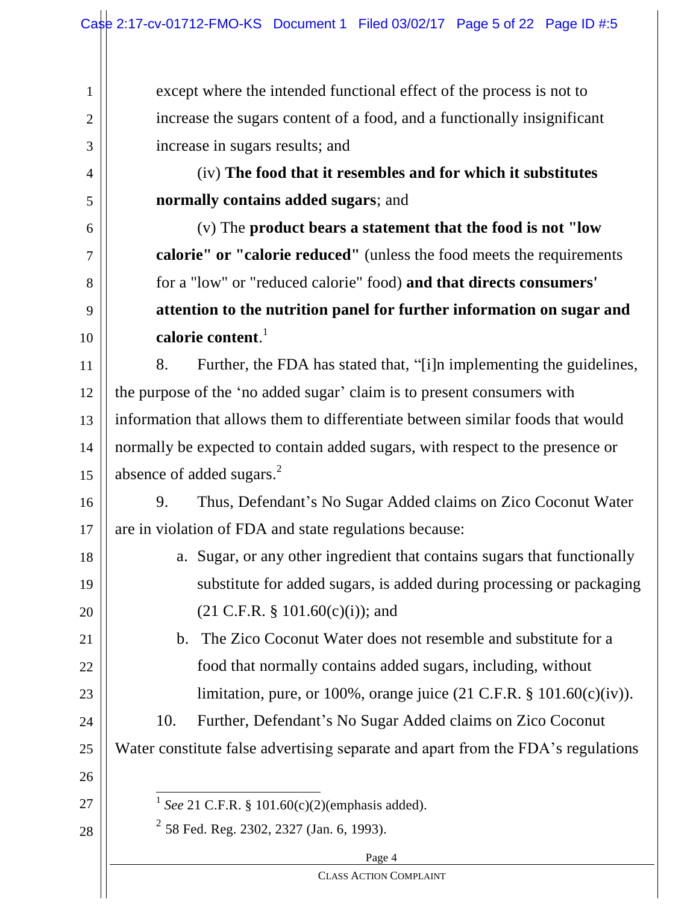except where the intended functional effect of the process is not to increase the sugars content of a food, and a functionally insignificant increase in sugars results; and

(iv) **The food that it resembles and for which it substitutes normally contains added sugars**; and

(v) The **product bears a statement that the food is not "low calorie" or "calorie reduced"** (unless the food meets the requirements for a "low" or "reduced calorie" food) **and that directs consumers' attention to the nutrition panel for further information on sugar and calorie content**.[1]

8. Further, the FDA has stated that, "[i]n implementing the guidelines, the purpose of the 'no added sugar' claim is to present consumers with information that allows them to differentiate between similar foods that would normally be expected to contain added sugars, with respect to the presence or absence of added sugars.[2]

9. Thus, Defendant's No Sugar Added claims on Zico Coconut Water are in violation of FDA and state regulations because:

a. Sugar, or any other ingredient that contains sugars that functionally substitute for added sugars, is added during processing or packaging (21 C.F.R. § 101.60(c)(i)); and

b. The Zico Coconut Water does not resemble and substitute for a food that normally contains added sugars, including, without limitation, pure, or 100%, orange juice (21 C.F.R. § 101.60(c)(iv)).

10. Further, Defendant's No Sugar Added claims on Zico Coconut Water constitute false advertising separate and apart from the FDA's regulations

---

[1] *See* 21 C.F.R. § 101.60(c)(2)(emphasis added).

[2] 58 Fed. Reg. 2302, 2327 (Jan. 6, 1993).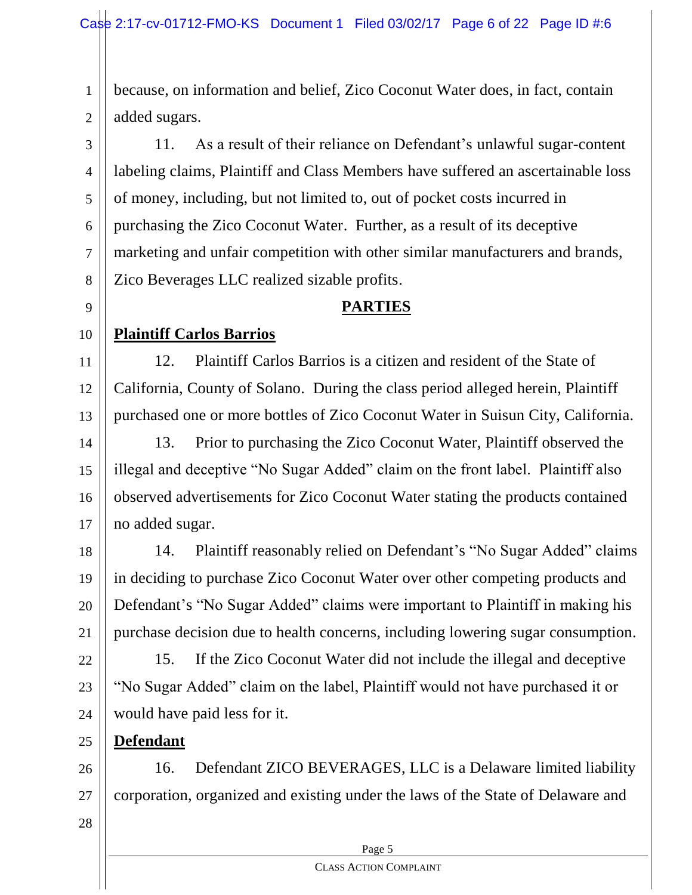because, on information and belief, Zico Coconut Water does, in fact, contain added sugars.

11. As a result of their reliance on Defendant's unlawful sugar-content labeling claims, Plaintiff and Class Members have suffered an ascertainable loss of money, including, but not limited to, out of pocket costs incurred in purchasing the Zico Coconut Water. Further, as a result of its deceptive marketing and unfair competition with other similar manufacturers and brands, Zico Beverages LLC realized sizable profits.

## PARTIES

**Plaintiff Carlos Barrios**

12. Plaintiff Carlos Barrios is a citizen and resident of the State of California, County of Solano. During the class period alleged herein, Plaintiff purchased one or more bottles of Zico Coconut Water in Suisun City, California.

13. Prior to purchasing the Zico Coconut Water, Plaintiff observed the illegal and deceptive "No Sugar Added" claim on the front label. Plaintiff also observed advertisements for Zico Coconut Water stating the products contained no added sugar.

14. Plaintiff reasonably relied on Defendant's "No Sugar Added" claims in deciding to purchase Zico Coconut Water over other competing products and Defendant's "No Sugar Added" claims were important to Plaintiff in making his purchase decision due to health concerns, including lowering sugar consumption.

15. If the Zico Coconut Water did not include the illegal and deceptive "No Sugar Added" claim on the label, Plaintiff would not have purchased it or would have paid less for it.

**Defendant**

16. Defendant ZICO BEVERAGES, LLC is a Delaware limited liability corporation, organized and existing under the laws of the State of Delaware and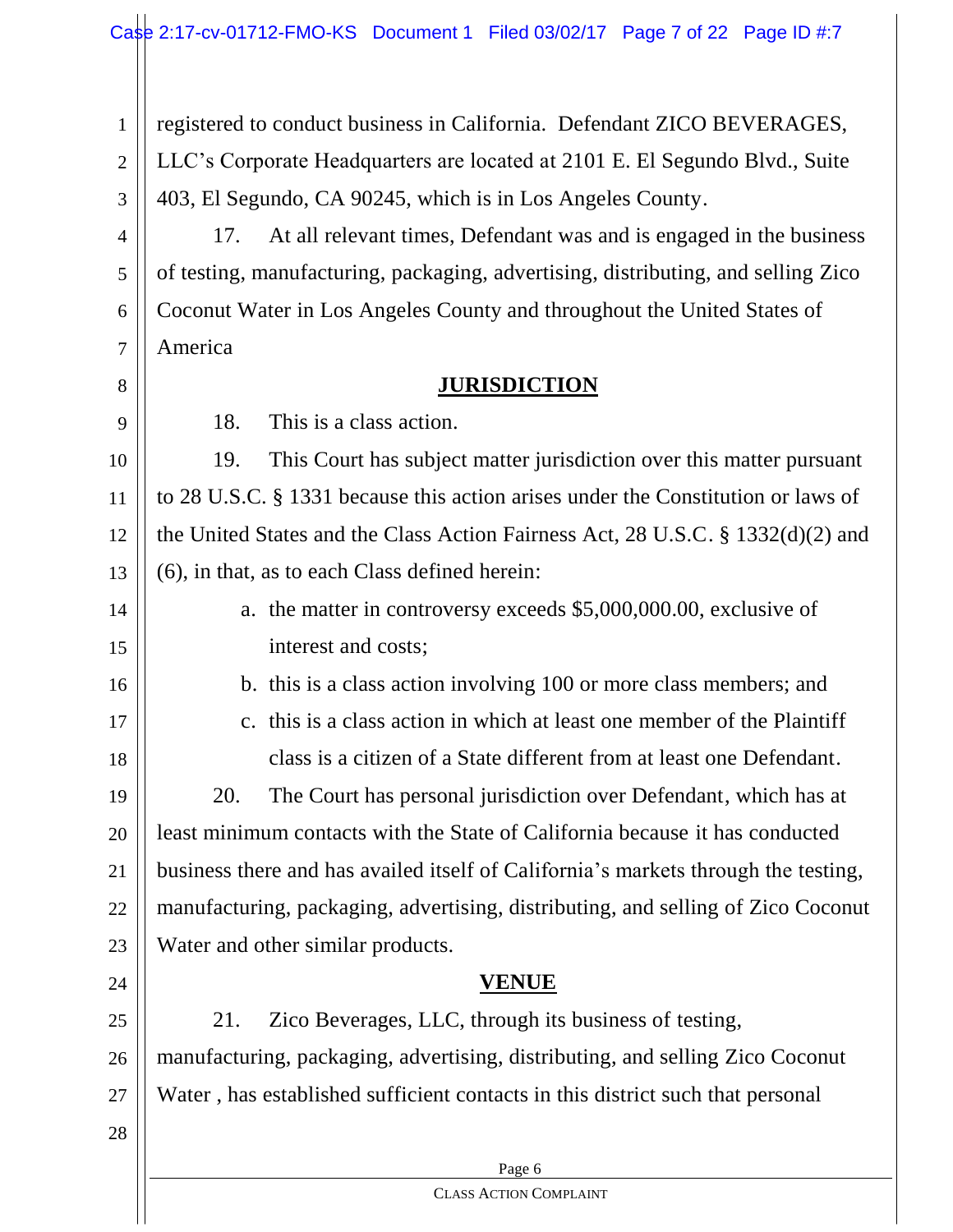registered to conduct business in California. Defendant ZICO BEVERAGES, LLC's Corporate Headquarters are located at 2101 E. El Segundo Blvd., Suite 403, El Segundo, CA 90245, which is in Los Angeles County.

17. At all relevant times, Defendant was and is engaged in the business of testing, manufacturing, packaging, advertising, distributing, and selling Zico Coconut Water in Los Angeles County and throughout the United States of America

## JURISDICTION

18. This is a class action.

19. This Court has subject matter jurisdiction over this matter pursuant to 28 U.S.C. § 1331 because this action arises under the Constitution or laws of the United States and the Class Action Fairness Act, 28 U.S.C. § 1332(d)(2) and (6), in that, as to each Class defined herein:

a. the matter in controversy exceeds $5,000,000.00, exclusive of interest and costs;

b. this is a class action involving 100 or more class members; and

c. this is a class action in which at least one member of the Plaintiff class is a citizen of a State different from at least one Defendant.

20. The Court has personal jurisdiction over Defendant, which has at least minimum contacts with the State of California because it has conducted business there and has availed itself of California's markets through the testing, manufacturing, packaging, advertising, distributing, and selling of Zico Coconut Water and other similar products.

## VENUE

21. Zico Beverages, LLC, through its business of testing, manufacturing, packaging, advertising, distributing, and selling Zico Coconut Water , has established sufficient contacts in this district such that personal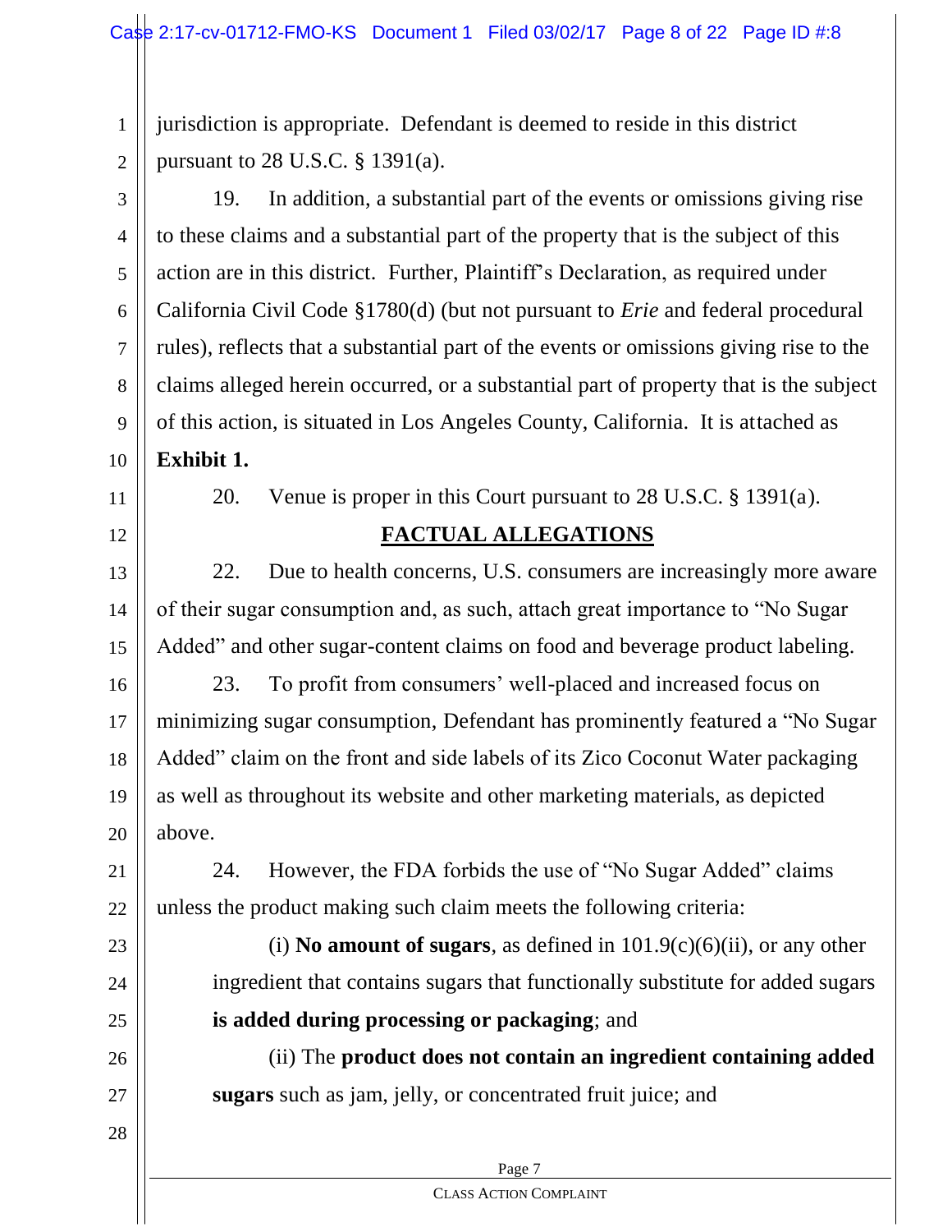jurisdiction is appropriate. Defendant is deemed to reside in this district pursuant to 28 U.S.C. § 1391(a).

19. In addition, a substantial part of the events or omissions giving rise to these claims and a substantial part of the property that is the subject of this action are in this district. Further, Plaintiff's Declaration, as required under California Civil Code §1780(d) (but not pursuant to *Erie* and federal procedural rules), reflects that a substantial part of the events or omissions giving rise to the claims alleged herein occurred, or a substantial part of property that is the subject of this action, is situated in Los Angeles County, California. It is attached as **Exhibit 1.**

20. Venue is proper in this Court pursuant to 28 U.S.C. § 1391(a).

## FACTUAL ALLEGATIONS

22. Due to health concerns, U.S. consumers are increasingly more aware of their sugar consumption and, as such, attach great importance to "No Sugar Added" and other sugar-content claims on food and beverage product labeling.

23. To profit from consumers' well-placed and increased focus on minimizing sugar consumption, Defendant has prominently featured a "No Sugar Added" claim on the front and side labels of its Zico Coconut Water packaging as well as throughout its website and other marketing materials, as depicted above.

24. However, the FDA forbids the use of "No Sugar Added" claims unless the product making such claim meets the following criteria:

> (i) **No amount of sugars**, as defined in 101.9(c)(6)(ii), or any other ingredient that contains sugars that functionally substitute for added sugars **is added during processing or packaging**; and
>
> (ii) The **product does not contain an ingredient containing added sugars** such as jam, jelly, or concentrated fruit juice; and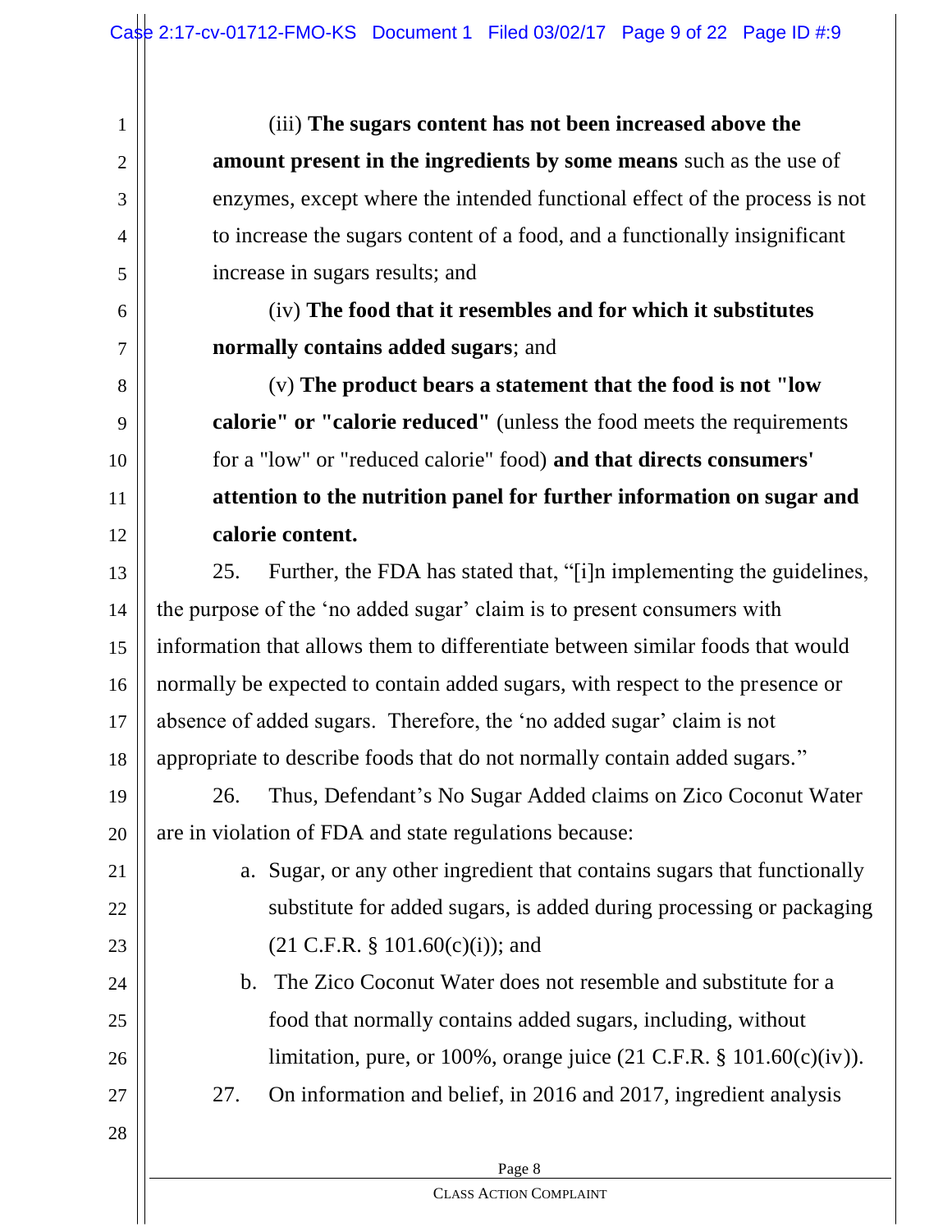(iii) **The sugars content has not been increased above the amount present in the ingredients by some means** such as the use of enzymes, except where the intended functional effect of the process is not to increase the sugars content of a food, and a functionally insignificant increase in sugars results; and

(iv) **The food that it resembles and for which it substitutes normally contains added sugars**; and

(v) **The product bears a statement that the food is not "low calorie" or "calorie reduced"** (unless the food meets the requirements for a "low" or "reduced calorie" food) **and that directs consumers' attention to the nutrition panel for further information on sugar and calorie content.**

25. Further, the FDA has stated that, "[i]n implementing the guidelines, the purpose of the 'no added sugar' claim is to present consumers with information that allows them to differentiate between similar foods that would normally be expected to contain added sugars, with respect to the presence or absence of added sugars. Therefore, the 'no added sugar' claim is not appropriate to describe foods that do not normally contain added sugars."

26. Thus, Defendant's No Sugar Added claims on Zico Coconut Water are in violation of FDA and state regulations because:

a. Sugar, or any other ingredient that contains sugars that functionally substitute for added sugars, is added during processing or packaging (21 C.F.R. § 101.60(c)(i)); and

b. The Zico Coconut Water does not resemble and substitute for a food that normally contains added sugars, including, without limitation, pure, or 100%, orange juice (21 C.F.R. § 101.60(c)(iv)).

27. On information and belief, in 2016 and 2017, ingredient analysis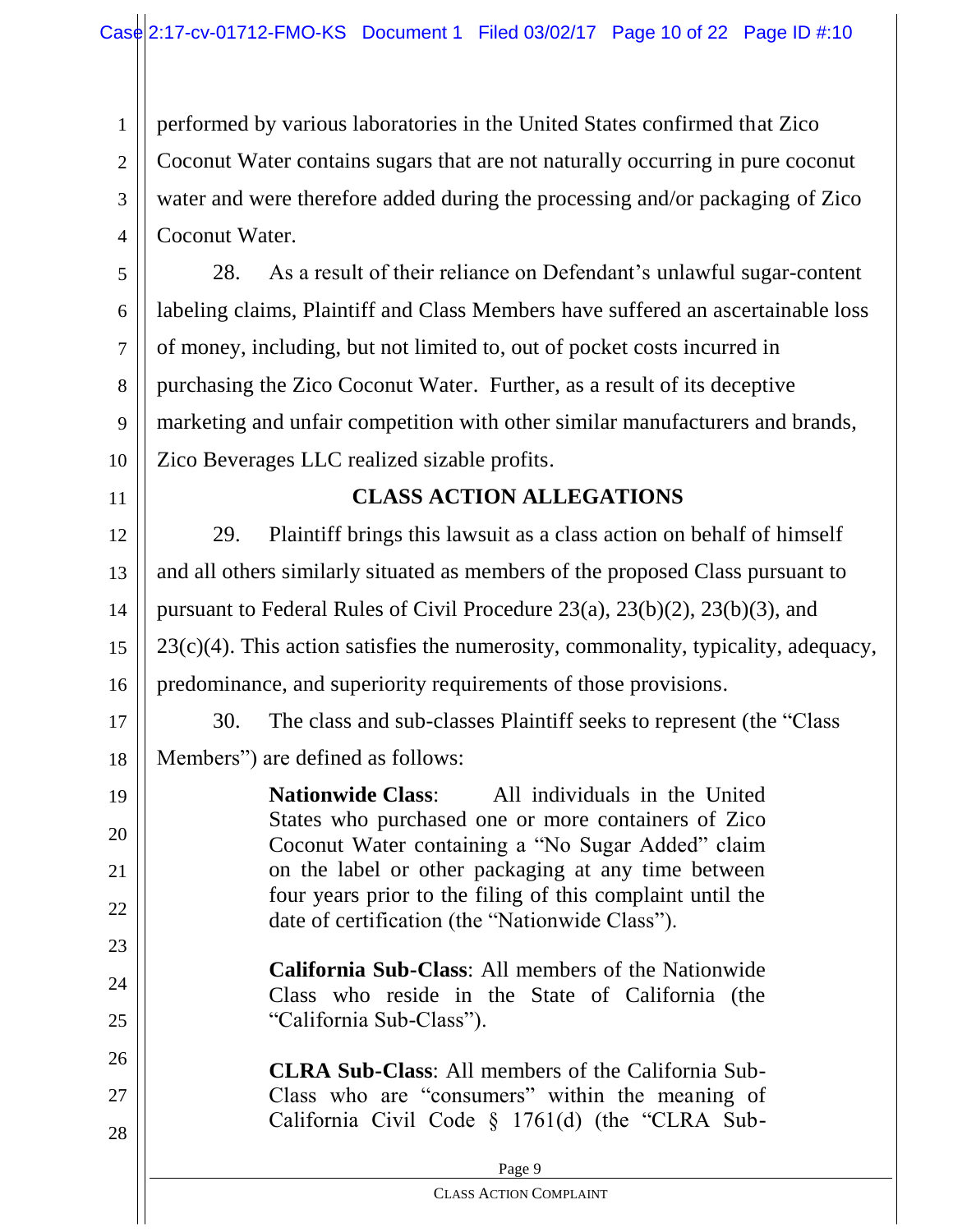performed by various laboratories in the United States confirmed that Zico Coconut Water contains sugars that are not naturally occurring in pure coconut water and were therefore added during the processing and/or packaging of Zico Coconut Water.

28. As a result of their reliance on Defendant's unlawful sugar-content labeling claims, Plaintiff and Class Members have suffered an ascertainable loss of money, including, but not limited to, out of pocket costs incurred in purchasing the Zico Coconut Water. Further, as a result of its deceptive marketing and unfair competition with other similar manufacturers and brands, Zico Beverages LLC realized sizable profits.

## CLASS ACTION ALLEGATIONS

29. Plaintiff brings this lawsuit as a class action on behalf of himself and all others similarly situated as members of the proposed Class pursuant to pursuant to Federal Rules of Civil Procedure 23(a), 23(b)(2), 23(b)(3), and 23(c)(4). This action satisfies the numerosity, commonality, typicality, adequacy, predominance, and superiority requirements of those provisions.

30. The class and sub-classes Plaintiff seeks to represent (the "Class Members") are defined as follows:

> **Nationwide Class**: All individuals in the United States who purchased one or more containers of Zico Coconut Water containing a "No Sugar Added" claim on the label or other packaging at any time between four years prior to the filing of this complaint until the date of certification (the "Nationwide Class").
>
> **California Sub-Class**: All members of the Nationwide Class who reside in the State of California (the "California Sub-Class").
>
> **CLRA Sub-Class**: All members of the California Sub-Class who are "consumers" within the meaning of California Civil Code § 1761(d) (the "CLRA Sub-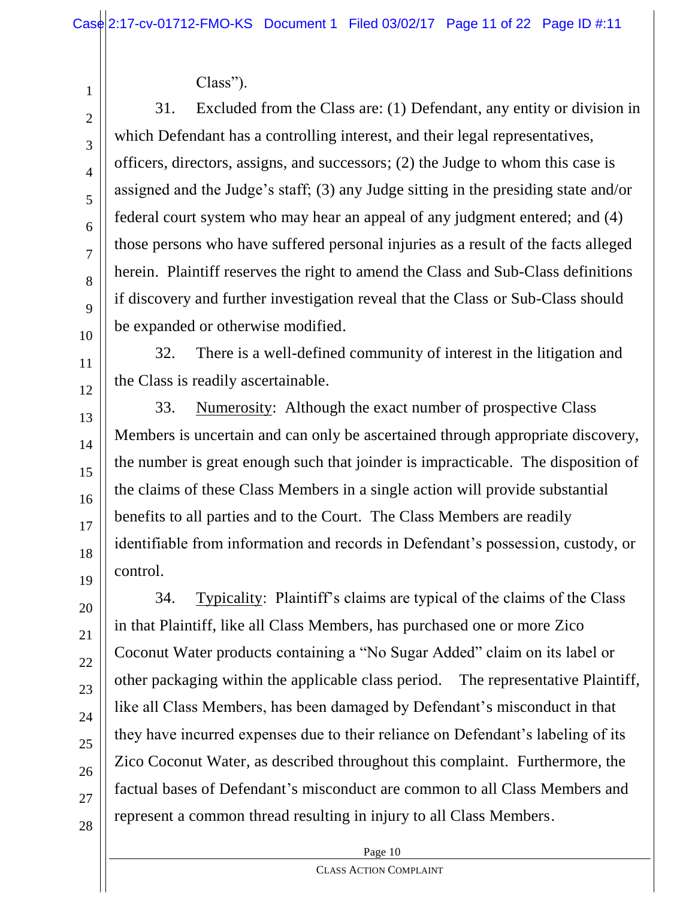Class").

31. Excluded from the Class are: (1) Defendant, any entity or division in which Defendant has a controlling interest, and their legal representatives, officers, directors, assigns, and successors; (2) the Judge to whom this case is assigned and the Judge's staff; (3) any Judge sitting in the presiding state and/or federal court system who may hear an appeal of any judgment entered; and (4) those persons who have suffered personal injuries as a result of the facts alleged herein. Plaintiff reserves the right to amend the Class and Sub-Class definitions if discovery and further investigation reveal that the Class or Sub-Class should be expanded or otherwise modified.

32. There is a well-defined community of interest in the litigation and the Class is readily ascertainable.

33. Numerosity: Although the exact number of prospective Class Members is uncertain and can only be ascertained through appropriate discovery, the number is great enough such that joinder is impracticable. The disposition of the claims of these Class Members in a single action will provide substantial benefits to all parties and to the Court. The Class Members are readily identifiable from information and records in Defendant's possession, custody, or control.

34. Typicality: Plaintiff's claims are typical of the claims of the Class in that Plaintiff, like all Class Members, has purchased one or more Zico Coconut Water products containing a "No Sugar Added" claim on its label or other packaging within the applicable class period. The representative Plaintiff, like all Class Members, has been damaged by Defendant's misconduct in that they have incurred expenses due to their reliance on Defendant's labeling of its Zico Coconut Water, as described throughout this complaint. Furthermore, the factual bases of Defendant's misconduct are common to all Class Members and represent a common thread resulting in injury to all Class Members.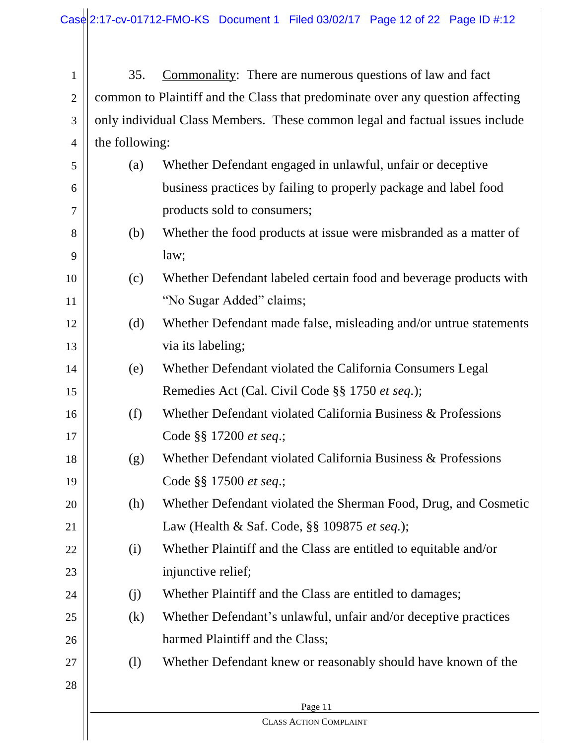35. Commonality: There are numerous questions of law and fact common to Plaintiff and the Class that predominate over any question affecting only individual Class Members. These common legal and factual issues include the following:

(a) Whether Defendant engaged in unlawful, unfair or deceptive business practices by failing to properly package and label food products sold to consumers;

(b) Whether the food products at issue were misbranded as a matter of law;

(c) Whether Defendant labeled certain food and beverage products with "No Sugar Added" claims;

(d) Whether Defendant made false, misleading and/or untrue statements via its labeling;

(e) Whether Defendant violated the California Consumers Legal Remedies Act (Cal. Civil Code §§ 1750 *et seq.*);

(f) Whether Defendant violated California Business & Professions Code §§ 17200 *et seq.*;

(g) Whether Defendant violated California Business & Professions Code §§ 17500 *et seq.*;

(h) Whether Defendant violated the Sherman Food, Drug, and Cosmetic Law (Health & Saf. Code, §§ 109875 *et seq.*);

(i) Whether Plaintiff and the Class are entitled to equitable and/or injunctive relief;

(j) Whether Plaintiff and the Class are entitled to damages;

(k) Whether Defendant's unlawful, unfair and/or deceptive practices harmed Plaintiff and the Class;

(l) Whether Defendant knew or reasonably should have known of the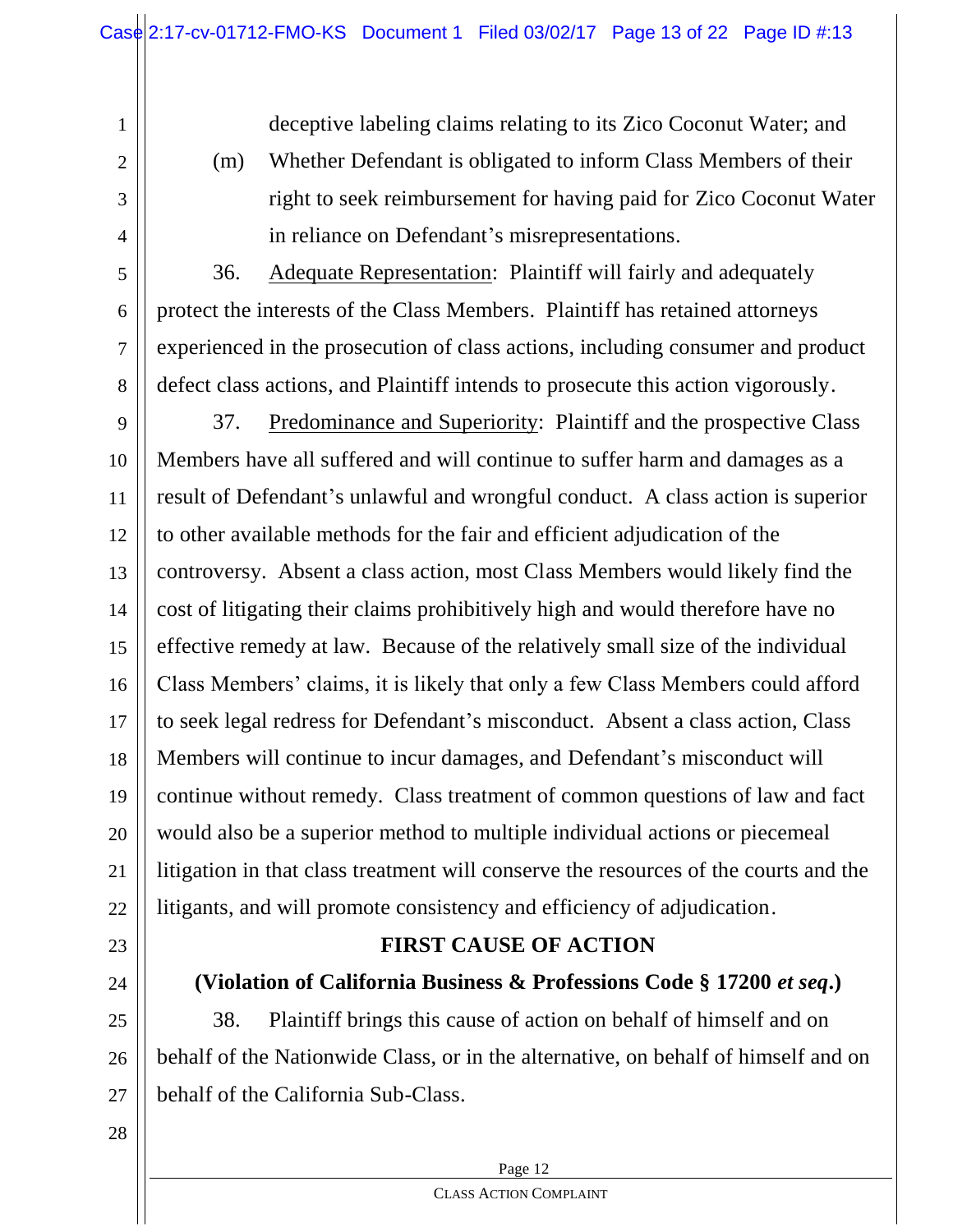deceptive labeling claims relating to its Zico Coconut Water; and

(m) Whether Defendant is obligated to inform Class Members of their right to seek reimbursement for having paid for Zico Coconut Water in reliance on Defendant's misrepresentations.

36. Adequate Representation: Plaintiff will fairly and adequately protect the interests of the Class Members. Plaintiff has retained attorneys experienced in the prosecution of class actions, including consumer and product defect class actions, and Plaintiff intends to prosecute this action vigorously.

37. Predominance and Superiority: Plaintiff and the prospective Class Members have all suffered and will continue to suffer harm and damages as a result of Defendant's unlawful and wrongful conduct. A class action is superior to other available methods for the fair and efficient adjudication of the controversy. Absent a class action, most Class Members would likely find the cost of litigating their claims prohibitively high and would therefore have no effective remedy at law. Because of the relatively small size of the individual Class Members' claims, it is likely that only a few Class Members could afford to seek legal redress for Defendant's misconduct. Absent a class action, Class Members will continue to incur damages, and Defendant's misconduct will continue without remedy. Class treatment of common questions of law and fact would also be a superior method to multiple individual actions or piecemeal litigation in that class treatment will conserve the resources of the courts and the litigants, and will promote consistency and efficiency of adjudication.

## FIRST CAUSE OF ACTION

### (Violation of California Business & Professions Code § 17200 *et seq*.)

38. Plaintiff brings this cause of action on behalf of himself and on behalf of the Nationwide Class, or in the alternative, on behalf of himself and on behalf of the California Sub-Class.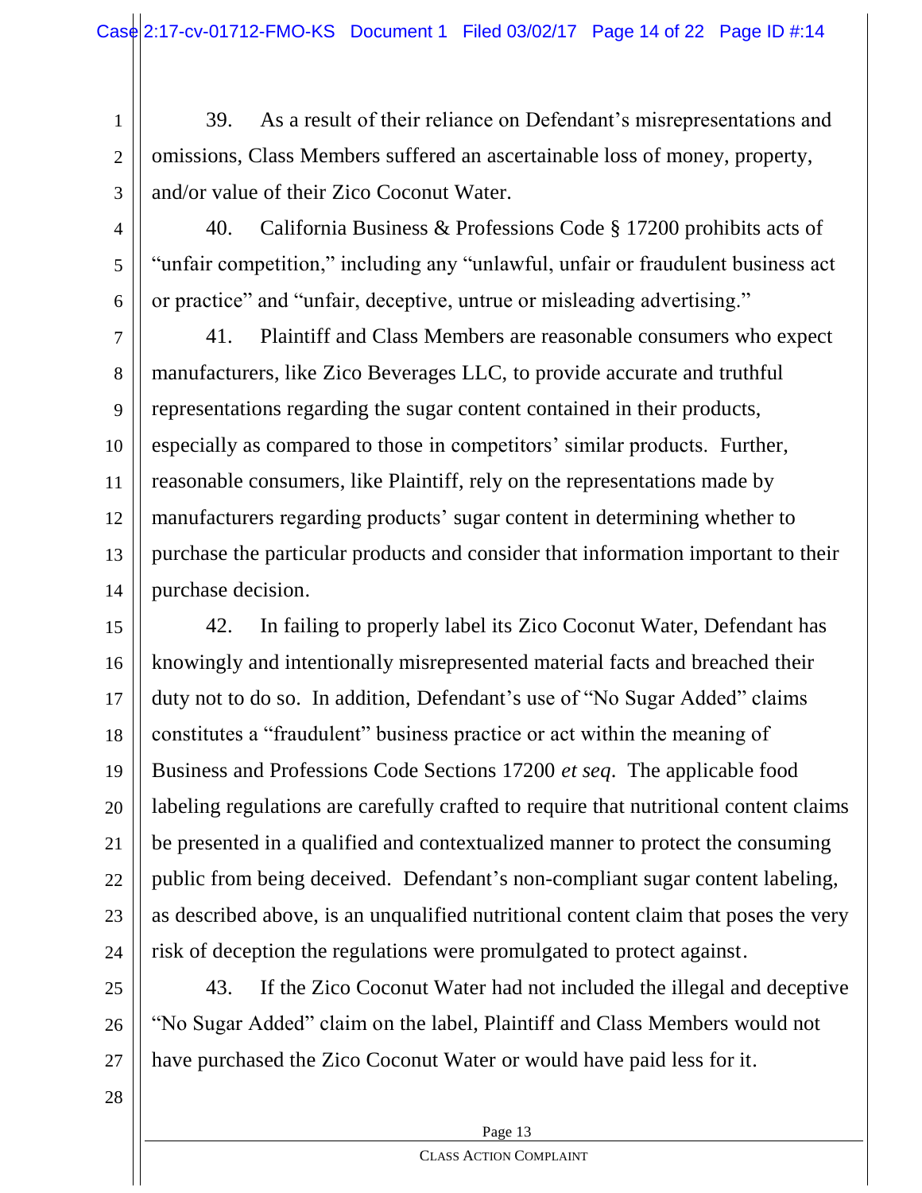39. As a result of their reliance on Defendant's misrepresentations and omissions, Class Members suffered an ascertainable loss of money, property, and/or value of their Zico Coconut Water.

40. California Business & Professions Code § 17200 prohibits acts of "unfair competition," including any "unlawful, unfair or fraudulent business act or practice" and "unfair, deceptive, untrue or misleading advertising."

41. Plaintiff and Class Members are reasonable consumers who expect manufacturers, like Zico Beverages LLC, to provide accurate and truthful representations regarding the sugar content contained in their products, especially as compared to those in competitors' similar products. Further, reasonable consumers, like Plaintiff, rely on the representations made by manufacturers regarding products' sugar content in determining whether to purchase the particular products and consider that information important to their purchase decision.

42. In failing to properly label its Zico Coconut Water, Defendant has knowingly and intentionally misrepresented material facts and breached their duty not to do so. In addition, Defendant's use of "No Sugar Added" claims constitutes a "fraudulent" business practice or act within the meaning of Business and Professions Code Sections 17200 *et seq*. The applicable food labeling regulations are carefully crafted to require that nutritional content claims be presented in a qualified and contextualized manner to protect the consuming public from being deceived. Defendant's non-compliant sugar content labeling, as described above, is an unqualified nutritional content claim that poses the very risk of deception the regulations were promulgated to protect against.

43. If the Zico Coconut Water had not included the illegal and deceptive "No Sugar Added" claim on the label, Plaintiff and Class Members would not have purchased the Zico Coconut Water or would have paid less for it.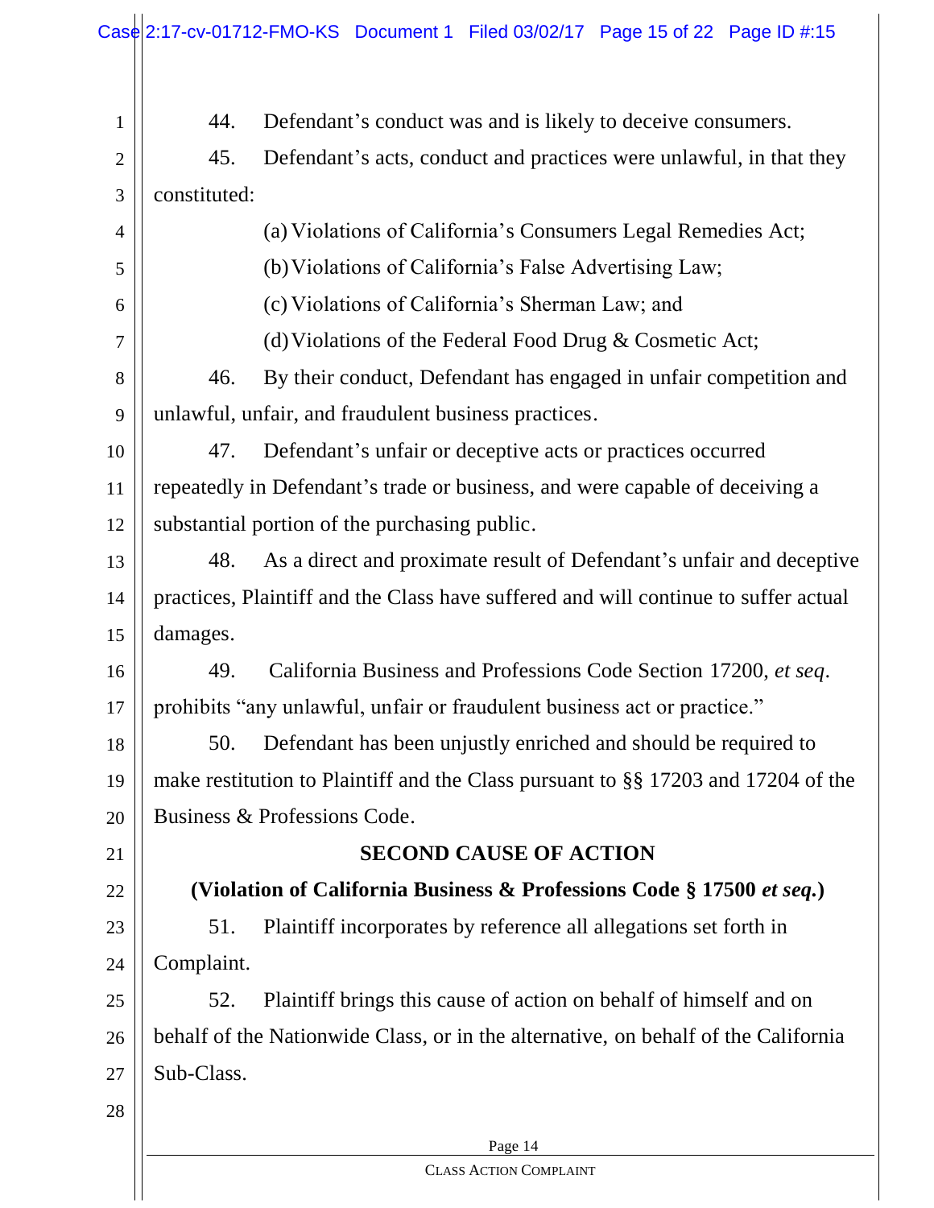44. Defendant's conduct was and is likely to deceive consumers.

45. Defendant's acts, conduct and practices were unlawful, in that they constituted:

(a) Violations of California's Consumers Legal Remedies Act;

(b) Violations of California's False Advertising Law;

(c) Violations of California's Sherman Law; and

(d) Violations of the Federal Food Drug & Cosmetic Act;

46. By their conduct, Defendant has engaged in unfair competition and unlawful, unfair, and fraudulent business practices.

47. Defendant's unfair or deceptive acts or practices occurred repeatedly in Defendant's trade or business, and were capable of deceiving a substantial portion of the purchasing public.

48. As a direct and proximate result of Defendant's unfair and deceptive practices, Plaintiff and the Class have suffered and will continue to suffer actual damages.

49. California Business and Professions Code Section 17200, *et seq*. prohibits "any unlawful, unfair or fraudulent business act or practice."

50. Defendant has been unjustly enriched and should be required to make restitution to Plaintiff and the Class pursuant to §§ 17203 and 17204 of the Business & Professions Code.

## SECOND CAUSE OF ACTION

**(Violation of California Business & Professions Code § 17500 *et seq.*)**

51. Plaintiff incorporates by reference all allegations set forth in Complaint.

52. Plaintiff brings this cause of action on behalf of himself and on behalf of the Nationwide Class, or in the alternative, on behalf of the California Sub-Class.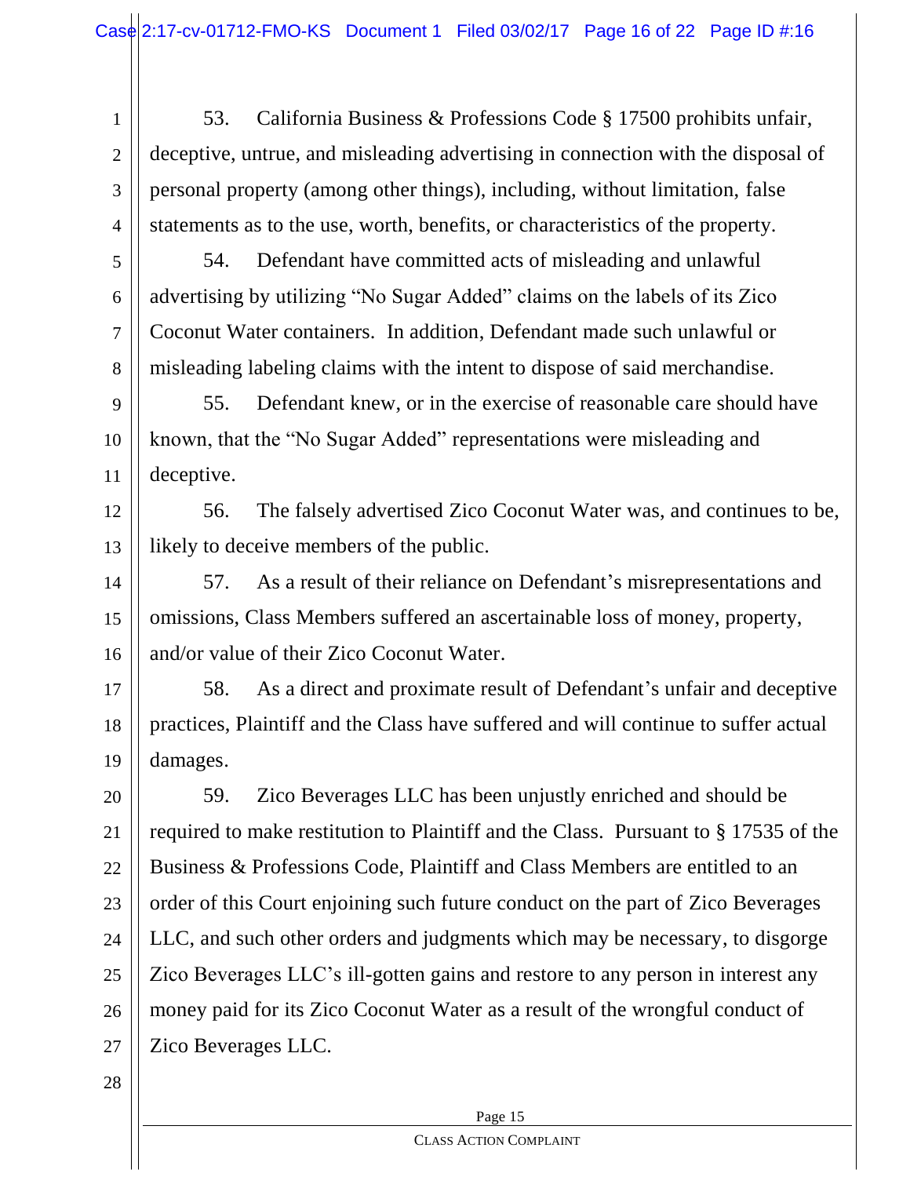53. California Business & Professions Code § 17500 prohibits unfair, deceptive, untrue, and misleading advertising in connection with the disposal of personal property (among other things), including, without limitation, false statements as to the use, worth, benefits, or characteristics of the property.

54. Defendant have committed acts of misleading and unlawful advertising by utilizing "No Sugar Added" claims on the labels of its Zico Coconut Water containers. In addition, Defendant made such unlawful or misleading labeling claims with the intent to dispose of said merchandise.

55. Defendant knew, or in the exercise of reasonable care should have known, that the "No Sugar Added" representations were misleading and deceptive.

56. The falsely advertised Zico Coconut Water was, and continues to be, likely to deceive members of the public.

57. As a result of their reliance on Defendant's misrepresentations and omissions, Class Members suffered an ascertainable loss of money, property, and/or value of their Zico Coconut Water.

58. As a direct and proximate result of Defendant's unfair and deceptive practices, Plaintiff and the Class have suffered and will continue to suffer actual damages.

59. Zico Beverages LLC has been unjustly enriched and should be required to make restitution to Plaintiff and the Class. Pursuant to § 17535 of the Business & Professions Code, Plaintiff and Class Members are entitled to an order of this Court enjoining such future conduct on the part of Zico Beverages LLC, and such other orders and judgments which may be necessary, to disgorge Zico Beverages LLC's ill-gotten gains and restore to any person in interest any money paid for its Zico Coconut Water as a result of the wrongful conduct of Zico Beverages LLC.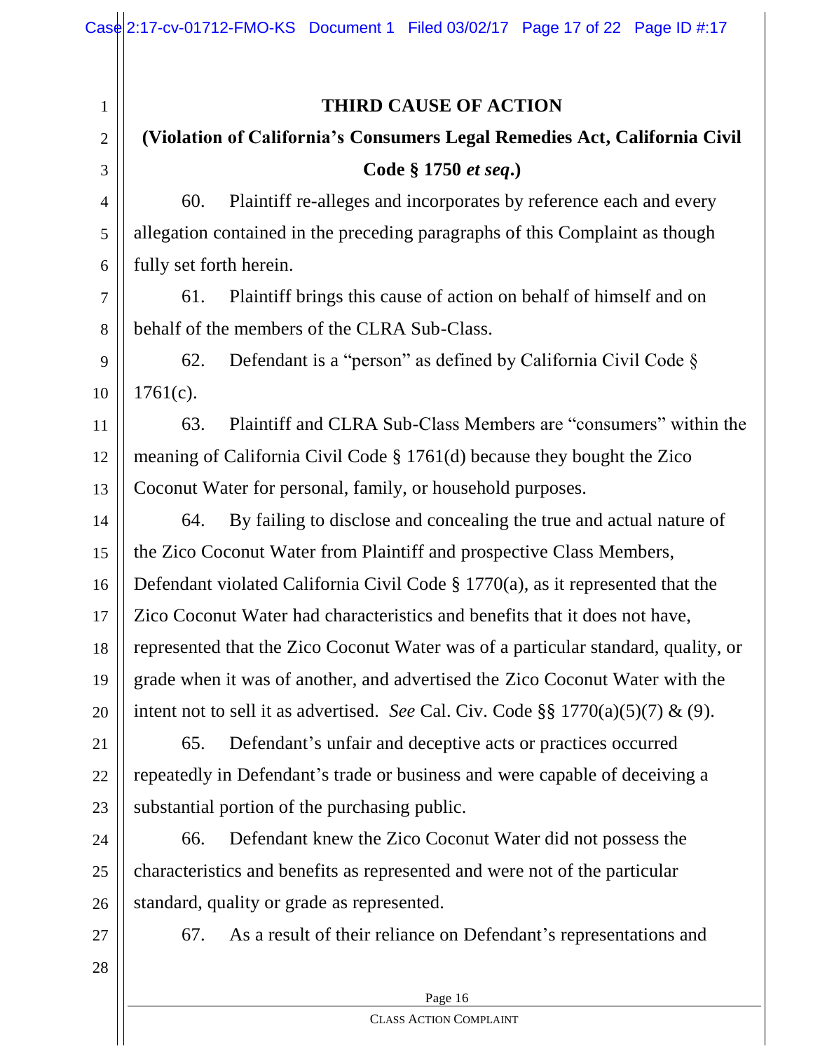## THIRD CAUSE OF ACTION

### (Violation of California's Consumers Legal Remedies Act, California Civil Code § 1750 *et seq*.)

60. Plaintiff re-alleges and incorporates by reference each and every allegation contained in the preceding paragraphs of this Complaint as though fully set forth herein.

61. Plaintiff brings this cause of action on behalf of himself and on behalf of the members of the CLRA Sub-Class.

62. Defendant is a "person" as defined by California Civil Code § 1761(c).

63. Plaintiff and CLRA Sub-Class Members are "consumers" within the meaning of California Civil Code § 1761(d) because they bought the Zico Coconut Water for personal, family, or household purposes.

64. By failing to disclose and concealing the true and actual nature of the Zico Coconut Water from Plaintiff and prospective Class Members, Defendant violated California Civil Code § 1770(a), as it represented that the Zico Coconut Water had characteristics and benefits that it does not have, represented that the Zico Coconut Water was of a particular standard, quality, or grade when it was of another, and advertised the Zico Coconut Water with the intent not to sell it as advertised. *See* Cal. Civ. Code §§ 1770(a)(5)(7) & (9).

65. Defendant's unfair and deceptive acts or practices occurred repeatedly in Defendant's trade or business and were capable of deceiving a substantial portion of the purchasing public.

66. Defendant knew the Zico Coconut Water did not possess the characteristics and benefits as represented and were not of the particular standard, quality or grade as represented.

67. As a result of their reliance on Defendant's representations and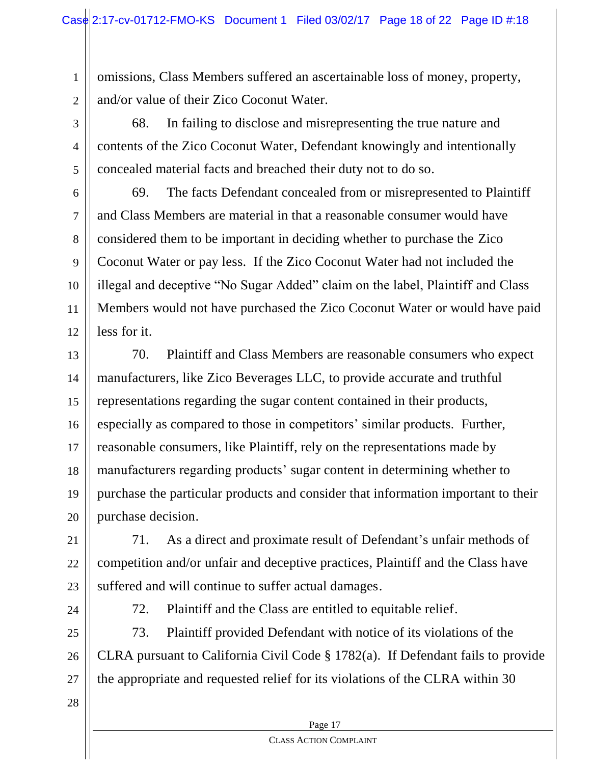omissions, Class Members suffered an ascertainable loss of money, property, and/or value of their Zico Coconut Water.

68. In failing to disclose and misrepresenting the true nature and contents of the Zico Coconut Water, Defendant knowingly and intentionally concealed material facts and breached their duty not to do so.

69. The facts Defendant concealed from or misrepresented to Plaintiff and Class Members are material in that a reasonable consumer would have considered them to be important in deciding whether to purchase the Zico Coconut Water or pay less. If the Zico Coconut Water had not included the illegal and deceptive "No Sugar Added" claim on the label, Plaintiff and Class Members would not have purchased the Zico Coconut Water or would have paid less for it.

70. Plaintiff and Class Members are reasonable consumers who expect manufacturers, like Zico Beverages LLC, to provide accurate and truthful representations regarding the sugar content contained in their products, especially as compared to those in competitors' similar products. Further, reasonable consumers, like Plaintiff, rely on the representations made by manufacturers regarding products' sugar content in determining whether to purchase the particular products and consider that information important to their purchase decision.

71. As a direct and proximate result of Defendant's unfair methods of competition and/or unfair and deceptive practices, Plaintiff and the Class have suffered and will continue to suffer actual damages.

72. Plaintiff and the Class are entitled to equitable relief.

73. Plaintiff provided Defendant with notice of its violations of the CLRA pursuant to California Civil Code § 1782(a). If Defendant fails to provide the appropriate and requested relief for its violations of the CLRA within 30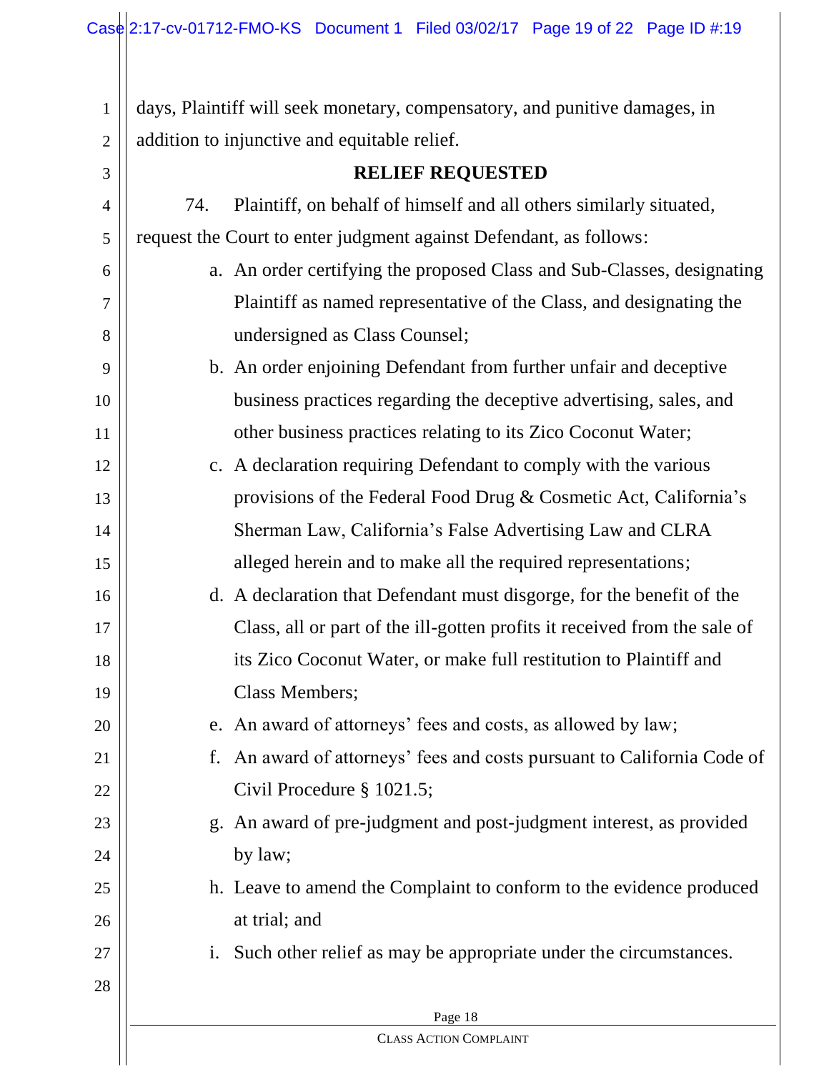days, Plaintiff will seek monetary, compensatory, and punitive damages, in addition to injunctive and equitable relief.

## RELIEF REQUESTED

74. Plaintiff, on behalf of himself and all others similarly situated, request the Court to enter judgment against Defendant, as follows:

a. An order certifying the proposed Class and Sub-Classes, designating Plaintiff as named representative of the Class, and designating the undersigned as Class Counsel;

b. An order enjoining Defendant from further unfair and deceptive business practices regarding the deceptive advertising, sales, and other business practices relating to its Zico Coconut Water;

c. A declaration requiring Defendant to comply with the various provisions of the Federal Food Drug & Cosmetic Act, California's Sherman Law, California's False Advertising Law and CLRA alleged herein and to make all the required representations;

d. A declaration that Defendant must disgorge, for the benefit of the Class, all or part of the ill-gotten profits it received from the sale of its Zico Coconut Water, or make full restitution to Plaintiff and Class Members;

e. An award of attorneys' fees and costs, as allowed by law;

f. An award of attorneys' fees and costs pursuant to California Code of Civil Procedure § 1021.5;

g. An award of pre-judgment and post-judgment interest, as provided by law;

h. Leave to amend the Complaint to conform to the evidence produced at trial; and

i. Such other relief as may be appropriate under the circumstances.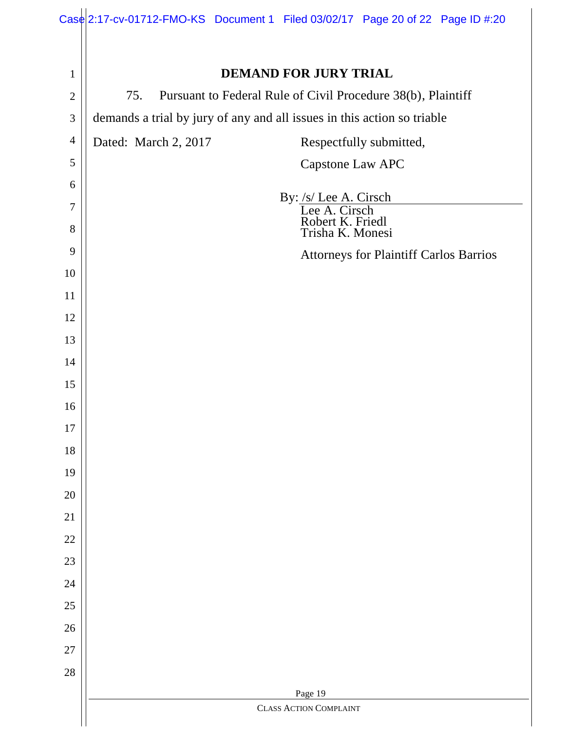## DEMAND FOR JURY TRIAL

75. Pursuant to Federal Rule of Civil Procedure 38(b), Plaintiff demands a trial by jury of any and all issues in this action so triable

Dated: March 2, 2017

Respectfully submitted,

Capstone Law APC

By: /s/ Lee A. Cirsch
Lee A. Cirsch
Robert K. Friedl
Trisha K. Monesi

Attorneys for Plaintiff Carlos Barrios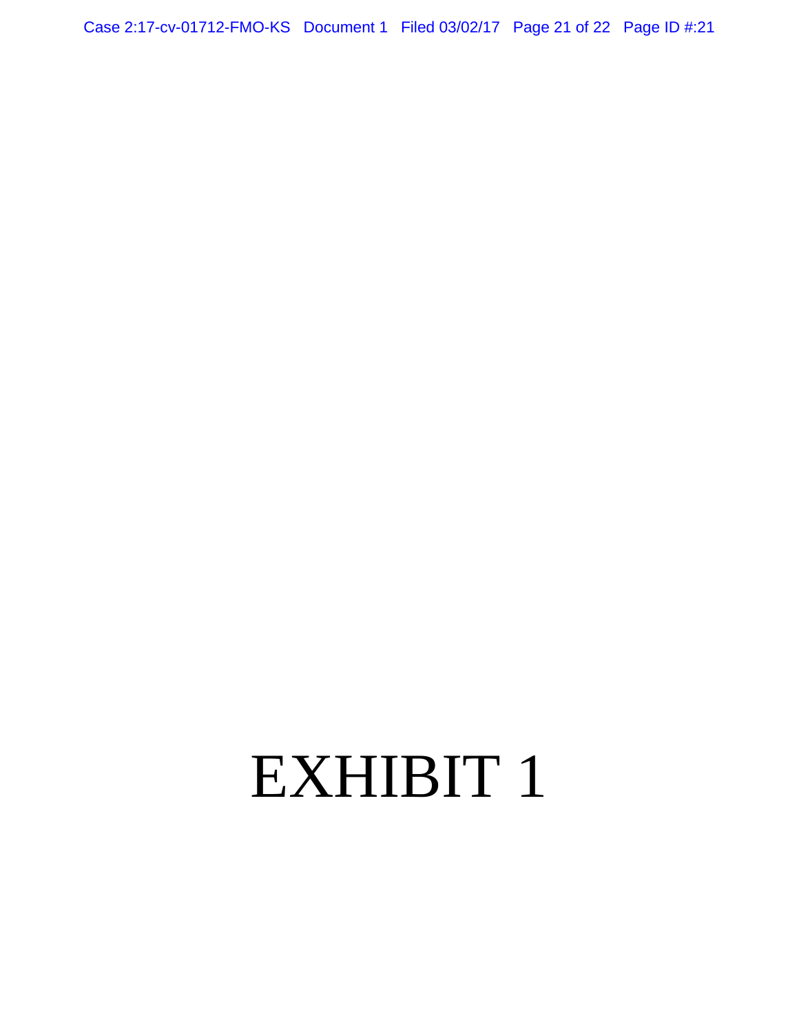# EXHIBIT 1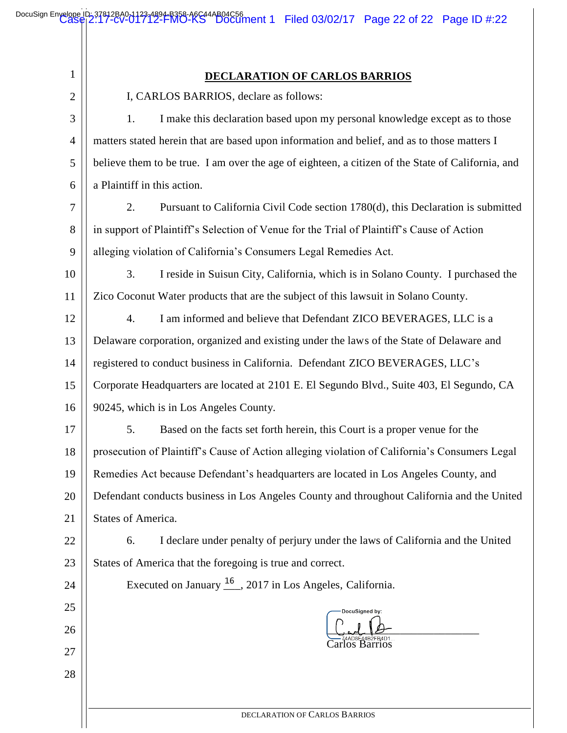**DECLARATION OF CARLOS BARRIOS**

I, CARLOS BARRIOS, declare as follows:

1. I make this declaration based upon my personal knowledge except as to those matters stated herein that are based upon information and belief, and as to those matters I believe them to be true. I am over the age of eighteen, a citizen of the State of California, and a Plaintiff in this action.

2. Pursuant to California Civil Code section 1780(d), this Declaration is submitted in support of Plaintiff's Selection of Venue for the Trial of Plaintiff's Cause of Action alleging violation of California's Consumers Legal Remedies Act.

3. I reside in Suisun City, California, which is in Solano County. I purchased the Zico Coconut Water products that are the subject of this lawsuit in Solano County.

4. I am informed and believe that Defendant ZICO BEVERAGES, LLC is a Delaware corporation, organized and existing under the laws of the State of Delaware and registered to conduct business in California. Defendant ZICO BEVERAGES, LLC's Corporate Headquarters are located at 2101 E. El Segundo Blvd., Suite 403, El Segundo, CA 90245, which is in Los Angeles County.

5. Based on the facts set forth herein, this Court is a proper venue for the prosecution of Plaintiff's Cause of Action alleging violation of California's Consumers Legal Remedies Act because Defendant's headquarters are located in Los Angeles County, and Defendant conducts business in Los Angeles County and throughout California and the United States of America.

6. I declare under penalty of perjury under the laws of California and the United States of America that the foregoing is true and correct.

Executed on January 16, 2017 in Los Angeles, California.

DocuSigned by:

74AD8E44B2FB4D1...

Carlos Barrios

DECLARATION OF CARLOS BARRIOS